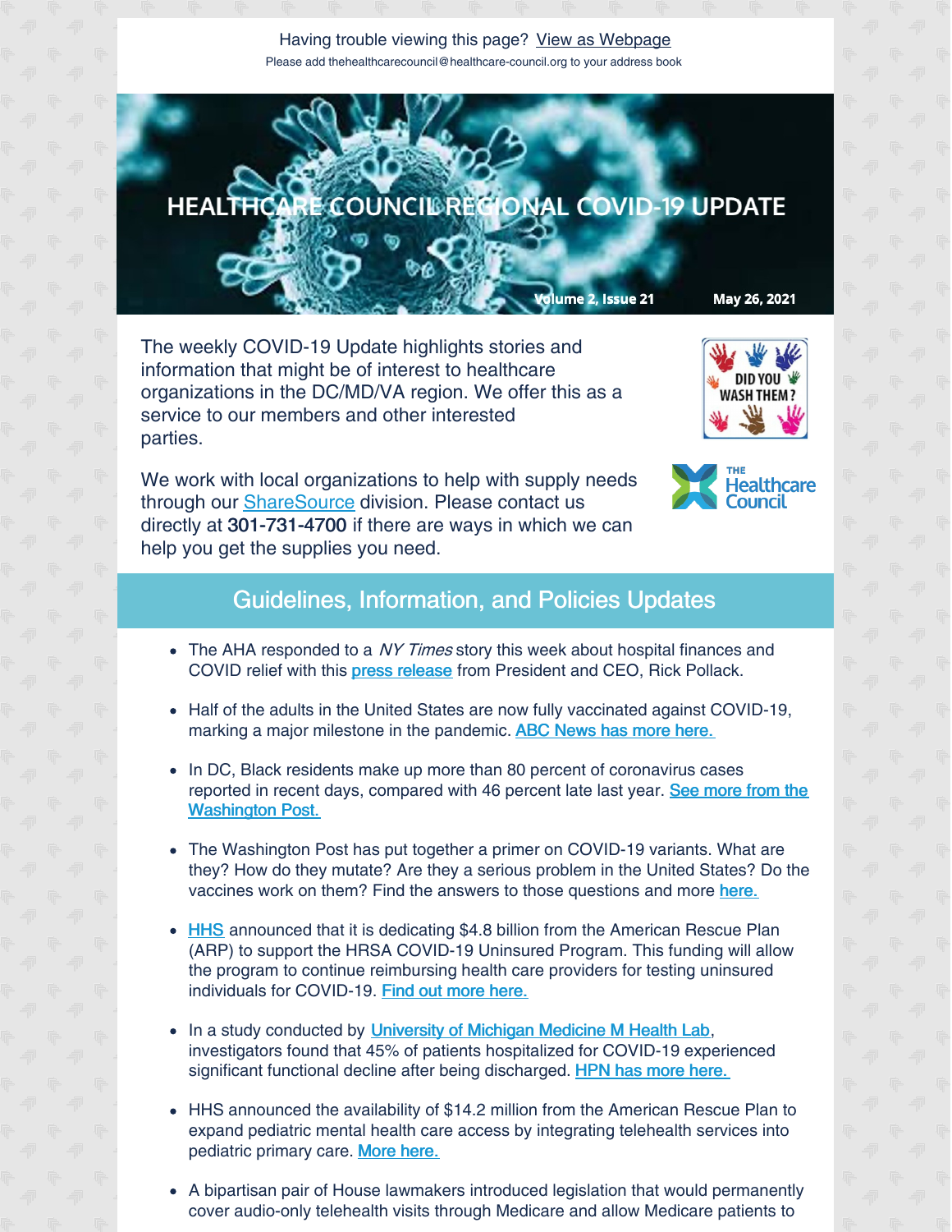Having trouble viewing this page? View as Webpage

Please add thehealthcarecouncil@healthcare-council.org to your address book

# HEALTHCARE COUNCIL REGIONAL COVID-19 UPDATE

Volume 2, Issue 21 May 26, 2021

The weekly COVID-19 Update highlights stories and information that might be of interest to healthcare organizations in the DC/MD/VA region. We offer this as a service to our members and other interested parties.

We work with local organizations to help with supply needs through our ShareSource division. Please contact us directly at **301-731-4700** if there are ways in which we can help you get the supplies you need.

## Guidelines, Information, and Policies Updates

- The AHA responded to a *NY Times* story this week about hospital finances and COVID relief with this press release from President and CEO, Rick Pollack.
- Half of the adults in the United States are now fully vaccinated against COVID-19, marking a major milestone in the pandemic. ABC News has more here.
- In DC, Black residents make up more than 80 percent of coronavirus cases reported in recent days, compared with 46 percent late last year. See more from the Washington Post.
- The Washington Post has put together a primer on COVID-19 variants. What are they? How do they mutate? Are they a serious problem in the United States? Do the vaccines work on them? Find the answers to those questions and more here.
- HHS announced that it is dedicating $4.8 billion from the American Rescue Plan (ARP) to support the HRSA COVID-19 Uninsured Program. This funding will allow the program to continue reimbursing health care providers for testing uninsured individuals for COVID-19. Find out more here.
- In a study conducted by University of Michigan Medicine M Health Lab, investigators found that 45% of patients hospitalized for COVID-19 experienced significant functional decline after being discharged. HPN has more here.
- HHS announced the availability of $14.2 million from the American Rescue Plan to expand pediatric mental health care access by integrating telehealth services into pediatric primary care. More here.
- A bipartisan pair of House lawmakers introduced legislation that would permanently cover audio-only telehealth visits through Medicare and allow Medicare patients to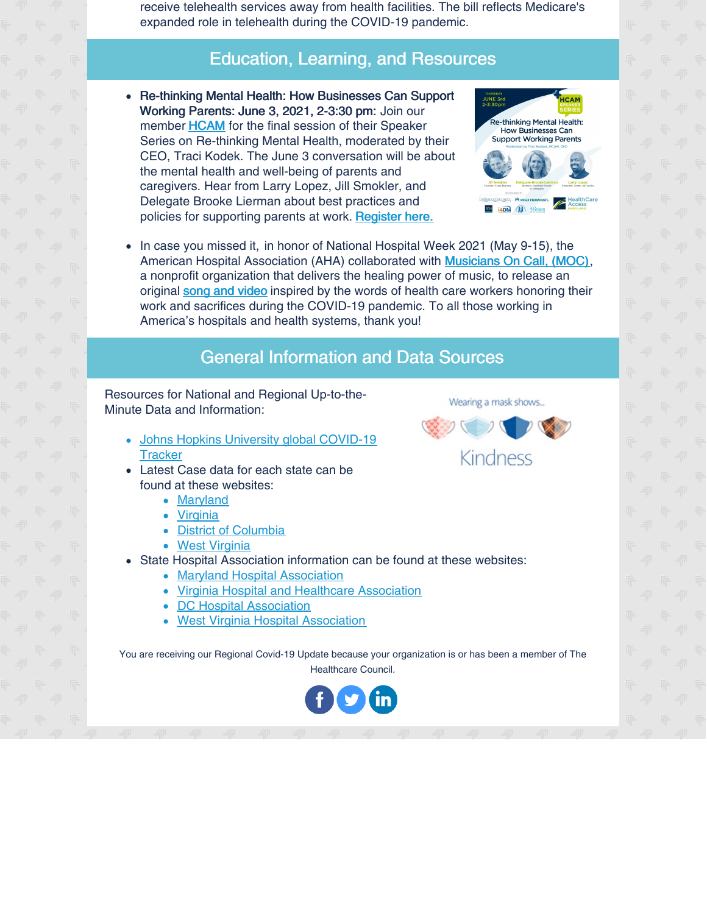receive telehealth services away from health facilities. The bill reflects Medicare's expanded role in telehealth during the COVID-19 pandemic.

## Education, Learning, and Resources

- **Re-thinking Mental Health: How Businesses Can Support Working Parents: June 3, 2021, 2-3:30 pm:** Join our member HCAM for the final session of their Speaker Series on Re-thinking Mental Health, moderated by their CEO, Traci Kodek. The June 3 conversation will be about the mental health and well-being of parents and caregivers. Hear from Larry Lopez, Jill Smokler, and Delegate Brooke Lierman about best practices and policies for supporting parents at work. Register here.
- In case you missed it, in honor of National Hospital Week 2021 (May 9-15), the American Hospital Association (AHA) collaborated with Musicians On Call, (MOC), a nonprofit organization that delivers the healing power of music, to release an original song and video inspired by the words of health care workers honoring their work and sacrifices during the COVID-19 pandemic. To all those working in America's hospitals and health systems, thank you!

## General Information and Data Sources

Resources for National and Regional Up-to-the-Minute Data and Information:

- Johns Hopkins University global COVID-19 Tracker
- Latest Case data for each state can be found at these websites:
  - Maryland
  - Virginia
  - District of Columbia
  - West Virginia
- State Hospital Association information can be found at these websites:
  - Maryland Hospital Association
  - Virginia Hospital and Healthcare Association
  - DC Hospital Association
  - West Virginia Hospital Association

You are receiving our Regional Covid-19 Update because your organization is or has been a member of The Healthcare Council.